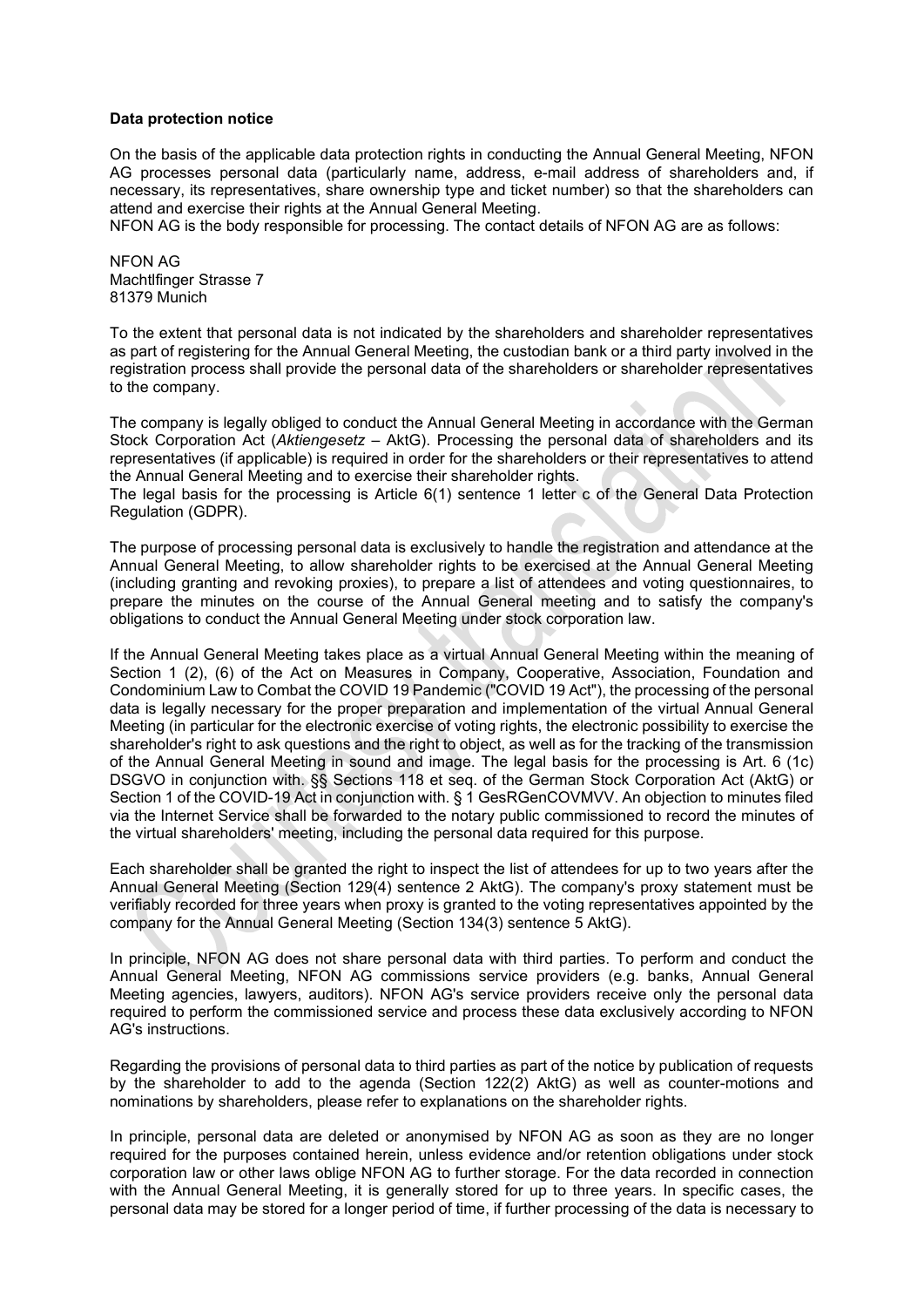**Data protection notice**

On the basis of the applicable data protection rights in conducting the Annual General Meeting, NFON AG processes personal data (particularly name, address, e-mail address of shareholders and, if necessary, its representatives, share ownership type and ticket number) so that the shareholders can attend and exercise their rights at the Annual General Meeting.
NFON AG is the body responsible for processing. The contact details of NFON AG are as follows:

NFON AG
Machtlfinger Strasse 7
81379 Munich

To the extent that personal data is not indicated by the shareholders and shareholder representatives as part of registering for the Annual General Meeting, the custodian bank or a third party involved in the registration process shall provide the personal data of the shareholders or shareholder representatives to the company.

The company is legally obliged to conduct the Annual General Meeting in accordance with the German Stock Corporation Act (*Aktiengesetz* – AktG). Processing the personal data of shareholders and its representatives (if applicable) is required in order for the shareholders or their representatives to attend the Annual General Meeting and to exercise their shareholder rights.
The legal basis for the processing is Article 6(1) sentence 1 letter c of the General Data Protection Regulation (GDPR).

The purpose of processing personal data is exclusively to handle the registration and attendance at the Annual General Meeting, to allow shareholder rights to be exercised at the Annual General Meeting (including granting and revoking proxies), to prepare a list of attendees and voting questionnaires, to prepare the minutes on the course of the Annual General meeting and to satisfy the company's obligations to conduct the Annual General Meeting under stock corporation law.

If the Annual General Meeting takes place as a virtual Annual General Meeting within the meaning of Section 1 (2), (6) of the Act on Measures in Company, Cooperative, Association, Foundation and Condominium Law to Combat the COVID 19 Pandemic ("COVID 19 Act"), the processing of the personal data is legally necessary for the proper preparation and implementation of the virtual Annual General Meeting (in particular for the electronic exercise of voting rights, the electronic possibility to exercise the shareholder's right to ask questions and the right to object, as well as for the tracking of the transmission of the Annual General Meeting in sound and image. The legal basis for the processing is Art. 6 (1c) DSGVO in conjunction with. §§ Sections 118 et seq. of the German Stock Corporation Act (AktG) or Section 1 of the COVID-19 Act in conjunction with. § 1 GesRGenCOVMVV. An objection to minutes filed via the Internet Service shall be forwarded to the notary public commissioned to record the minutes of the virtual shareholders' meeting, including the personal data required for this purpose.

Each shareholder shall be granted the right to inspect the list of attendees for up to two years after the Annual General Meeting (Section 129(4) sentence 2 AktG). The company's proxy statement must be verifiably recorded for three years when proxy is granted to the voting representatives appointed by the company for the Annual General Meeting (Section 134(3) sentence 5 AktG).

In principle, NFON AG does not share personal data with third parties. To perform and conduct the Annual General Meeting, NFON AG commissions service providers (e.g. banks, Annual General Meeting agencies, lawyers, auditors). NFON AG's service providers receive only the personal data required to perform the commissioned service and process these data exclusively according to NFON AG's instructions.

Regarding the provisions of personal data to third parties as part of the notice by publication of requests by the shareholder to add to the agenda (Section 122(2) AktG) as well as counter-motions and nominations by shareholders, please refer to explanations on the shareholder rights.

In principle, personal data are deleted or anonymised by NFON AG as soon as they are no longer required for the purposes contained herein, unless evidence and/or retention obligations under stock corporation law or other laws oblige NFON AG to further storage. For the data recorded in connection with the Annual General Meeting, it is generally stored for up to three years. In specific cases, the personal data may be stored for a longer period of time, if further processing of the data is necessary to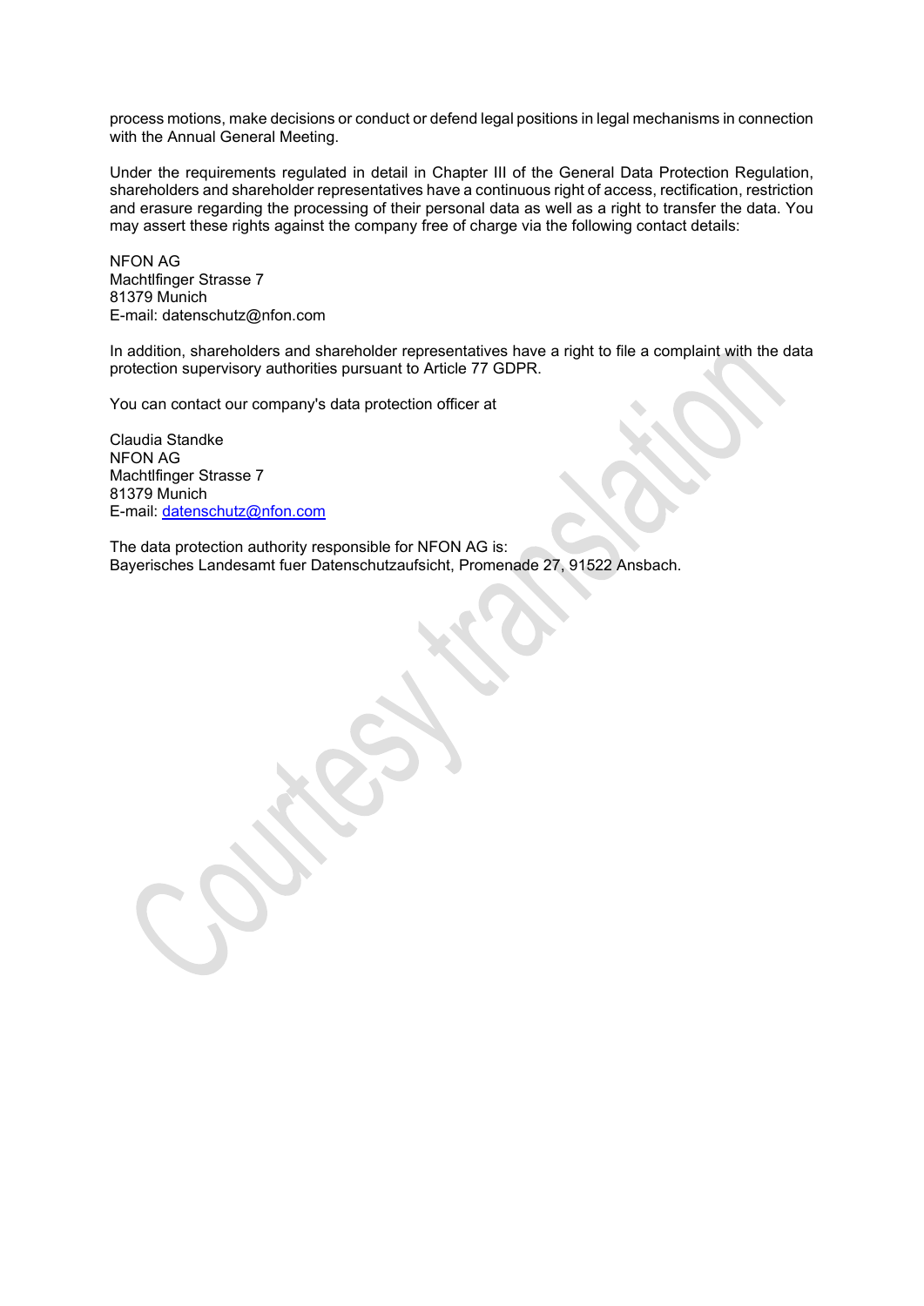process motions, make decisions or conduct or defend legal positions in legal mechanisms in connection with the Annual General Meeting.

Under the requirements regulated in detail in Chapter III of the General Data Protection Regulation, shareholders and shareholder representatives have a continuous right of access, rectification, restriction and erasure regarding the processing of their personal data as well as a right to transfer the data. You may assert these rights against the company free of charge via the following contact details:

NFON AG
Machtlfinger Strasse 7
81379 Munich
E-mail: datenschutz@nfon.com

In addition, shareholders and shareholder representatives have a right to file a complaint with the data protection supervisory authorities pursuant to Article 77 GDPR.

You can contact our company's data protection officer at

Claudia Standke
NFON AG
Machtlfinger Strasse 7
81379 Munich
E-mail: datenschutz@nfon.com

The data protection authority responsible for NFON AG is:
Bayerisches Landesamt fuer Datenschutzaufsicht, Promenade 27, 91522 Ansbach.